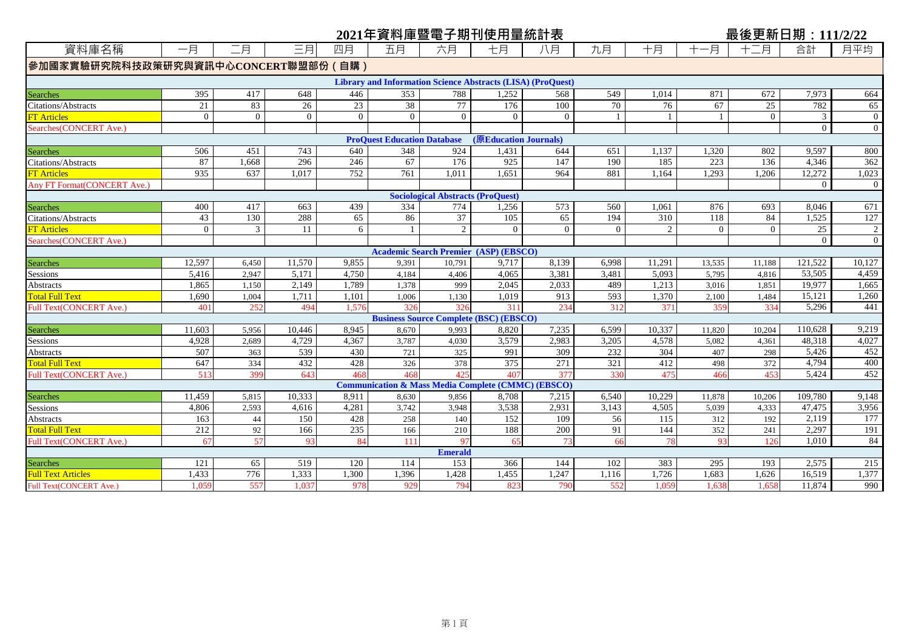# 2021年資料庫暨電子期刊使用量統計表

最後更新日期：111/2/22

| 資料庫名稱 | 一月 | 二月 | 三月 | 四月 | 五月 | 六月 | 七月 | 八月 | 九月 | 十月 | 十一月 | 十二月 | 合計 | 月平均 |
|---|---|---|---|---|---|---|---|---|---|---|---|---|---|---|
| **參加國家實驗研究院科技政策研究與資訊中心CONCERT聯盟部份（自購）** | | | | | | | | | | | | | | |
| **Library and Information Science Abstracts (LISA) (ProQuest)** | | | | | | | | | | | | | | |
| Searches | 395 | 417 | 648 | 446 | 353 | 788 | 1,252 | 568 | 549 | 1,014 | 871 | 672 | 7,973 | 664 |
| Citations/Abstracts | 21 | 83 | 26 | 23 | 38 | 77 | 176 | 100 | 70 | 76 | 67 | 25 | 782 | 65 |
| FT Articles | 0 | 0 | 0 | 0 | 0 | 0 | 0 | 0 | 1 | 1 | 1 | 0 | 3 | 0 |
| Searches(CONCERT Ave.) | | | | | | | | | | | | | 0 | 0 |
| **ProQuest Education Database (原Education Journals)** | | | | | | | | | | | | | | |
| Searches | 506 | 451 | 743 | 640 | 348 | 924 | 1,431 | 644 | 651 | 1,137 | 1,320 | 802 | 9,597 | 800 |
| Citations/Abstracts | 87 | 1,668 | 296 | 246 | 67 | 176 | 925 | 147 | 190 | 185 | 223 | 136 | 4,346 | 362 |
| FT Articles | 935 | 637 | 1,017 | 752 | 761 | 1,011 | 1,651 | 964 | 881 | 1,164 | 1,293 | 1,206 | 12,272 | 1,023 |
| Any FT Format(CONCERT Ave.) | | | | | | | | | | | | | 0 | 0 |
| **Sociological Abstracts (ProQuest)** | | | | | | | | | | | | | | |
| Searches | 400 | 417 | 663 | 439 | 334 | 774 | 1,256 | 573 | 560 | 1,061 | 876 | 693 | 8,046 | 671 |
| Citations/Abstracts | 43 | 130 | 288 | 65 | 86 | 37 | 105 | 65 | 194 | 310 | 118 | 84 | 1,525 | 127 |
| FT Articles | 0 | 3 | 11 | 6 | 1 | 2 | 0 | 0 | 0 | 2 | 0 | 0 | 25 | 2 |
| Searches(CONCERT Ave.) | | | | | | | | | | | | | 0 | 0 |
| **Academic Search Premier (ASP) (EBSCO)** | | | | | | | | | | | | | | |
| Searches | 12,597 | 6,450 | 11,570 | 9,855 | 9,391 | 10,791 | 9,717 | 8,139 | 6,998 | 11,291 | 13,535 | 11,188 | 121,522 | 10,127 |
| Sessions | 5,416 | 2,947 | 5,171 | 4,750 | 4,184 | 4,406 | 4,065 | 3,381 | 3,481 | 5,093 | 5,795 | 4,816 | 53,505 | 4,459 |
| Abstracts | 1,865 | 1,150 | 2,149 | 1,789 | 1,378 | 999 | 2,045 | 2,033 | 489 | 1,213 | 3,016 | 1,851 | 19,977 | 1,665 |
| Total Full Text | 1,690 | 1,004 | 1,711 | 1,101 | 1,006 | 1,130 | 1,019 | 913 | 593 | 1,370 | 2,100 | 1,484 | 15,121 | 1,260 |
| Full Text(CONCERT Ave.) | 401 | 252 | 494 | 1,576 | 326 | 326 | 311 | 234 | 312 | 371 | 359 | 334 | 5,296 | 441 |
| **Business Source Complete (BSC) (EBSCO)** | | | | | | | | | | | | | | |
| Searches | 11,603 | 5,956 | 10,446 | 8,945 | 8,670 | 9,993 | 8,820 | 7,235 | 6,599 | 10,337 | 11,820 | 10,204 | 110,628 | 9,219 |
| Sessions | 4,928 | 2,689 | 4,729 | 4,367 | 3,787 | 4,030 | 3,579 | 2,983 | 3,205 | 4,578 | 5,082 | 4,361 | 48,318 | 4,027 |
| Abstracts | 507 | 363 | 539 | 430 | 721 | 325 | 991 | 309 | 232 | 304 | 407 | 298 | 5,426 | 452 |
| Total Full Text | 647 | 334 | 432 | 428 | 326 | 378 | 375 | 271 | 321 | 412 | 498 | 372 | 4,794 | 400 |
| Full Text(CONCERT Ave.) | 513 | 399 | 643 | 468 | 468 | 425 | 407 | 377 | 330 | 475 | 466 | 453 | 5,424 | 452 |
| **Communication & Mass Media Complete (CMMC) (EBSCO)** | | | | | | | | | | | | | | |
| Searches | 11,459 | 5,815 | 10,333 | 8,911 | 8,630 | 9,856 | 8,708 | 7,215 | 6,540 | 10,229 | 11,878 | 10,206 | 109,780 | 9,148 |
| Sessions | 4,806 | 2,593 | 4,616 | 4,281 | 3,742 | 3,948 | 3,538 | 2,931 | 3,143 | 4,505 | 5,039 | 4,333 | 47,475 | 3,956 |
| Abstracts | 163 | 44 | 150 | 428 | 258 | 140 | 152 | 109 | 56 | 115 | 312 | 192 | 2,119 | 177 |
| Total Full Text | 212 | 92 | 166 | 235 | 166 | 210 | 188 | 200 | 91 | 144 | 352 | 241 | 2,297 | 191 |
| Full Text(CONCERT Ave.) | 67 | 57 | 93 | 84 | 111 | 97 | 65 | 73 | 66 | 78 | 93 | 126 | 1,010 | 84 |
| **Emerald** | | | | | | | | | | | | | | |
| Searches | 121 | 65 | 519 | 120 | 114 | 153 | 366 | 144 | 102 | 383 | 295 | 193 | 2,575 | 215 |
| Full Text Articles | 1,433 | 776 | 1,333 | 1,300 | 1,396 | 1,428 | 1,455 | 1,247 | 1,116 | 1,726 | 1,683 | 1,626 | 16,519 | 1,377 |
| Full Text(CONCERT Ave.) | 1,059 | 557 | 1,037 | 978 | 929 | 794 | 823 | 790 | 552 | 1,059 | 1,638 | 1,658 | 11,874 | 990 |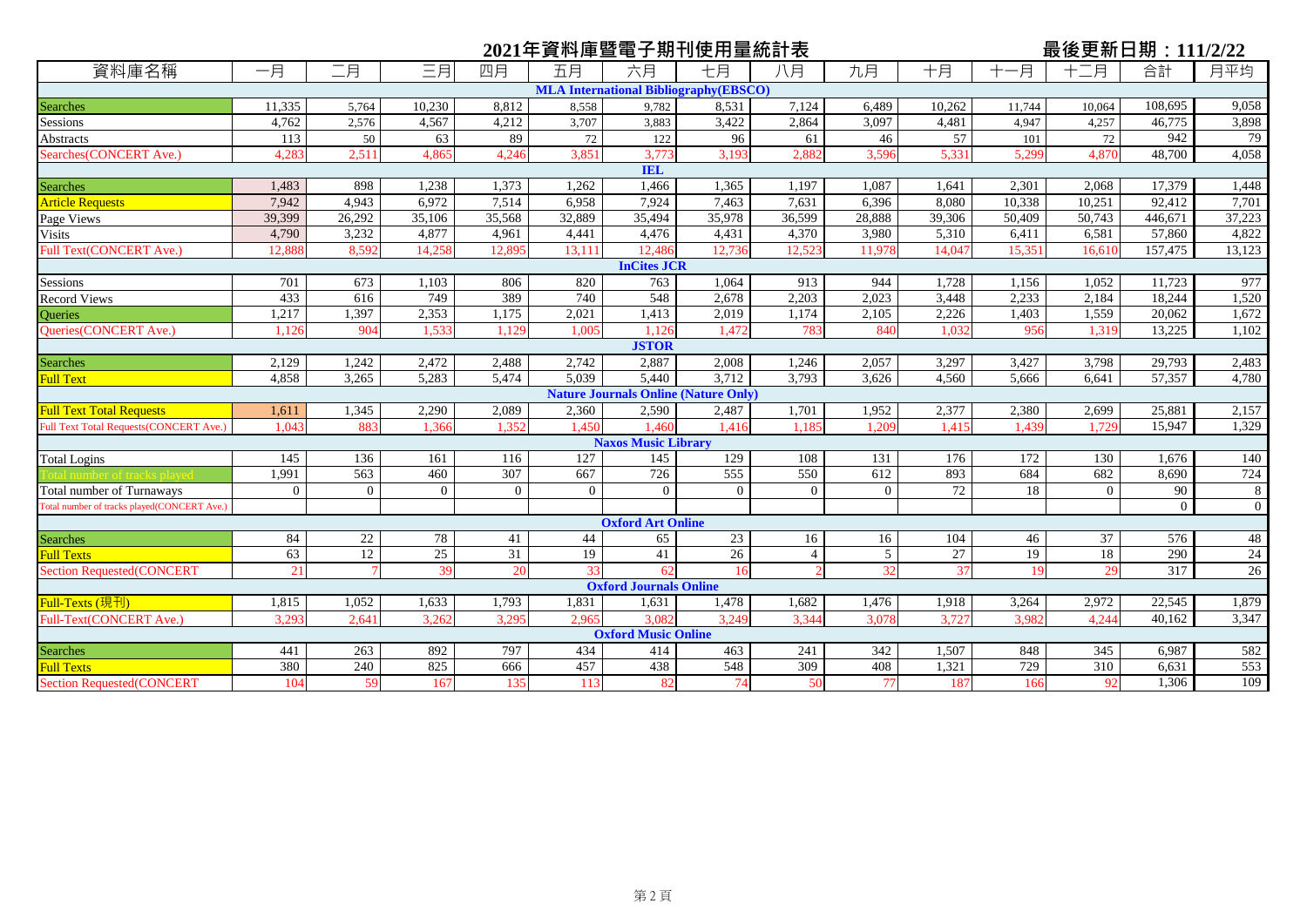# 2021年資料庫暨電子期刊使用量統計表

最後更新日期：111/2/22

| 資料庫名稱 | 一月 | 二月 | 三月 | 四月 | 五月 | 六月 | 七月 | 八月 | 九月 | 十月 | 十一月 | 十二月 | 合計 | 月平均 |
|---|---|---|---|---|---|---|---|---|---|---|---|---|---|---|
| **MLA International Bibliography(EBSCO)** | | | | | | | | | | | | | | |
| Searches | 11,335 | 5,764 | 10,230 | 8,812 | 8,558 | 9,782 | 8,531 | 7,124 | 6,489 | 10,262 | 11,744 | 10,064 | 108,695 | 9,058 |
| Sessions | 4,762 | 2,576 | 4,567 | 4,212 | 3,707 | 3,883 | 3,422 | 2,864 | 3,097 | 4,481 | 4,947 | 4,257 | 46,775 | 3,898 |
| Abstracts | 113 | 50 | 63 | 89 | 72 | 122 | 96 | 61 | 46 | 57 | 101 | 72 | 942 | 79 |
| Searches(CONCERT Ave.) | 4,283 | 2,511 | 4,865 | 4,246 | 3,851 | 3,773 | 3,193 | 2,882 | 3,596 | 5,331 | 5,299 | 4,870 | 48,700 | 4,058 |
| **IEL** | | | | | | | | | | | | | | |
| Searches | 1,483 | 898 | 1,238 | 1,373 | 1,262 | 1,466 | 1,365 | 1,197 | 1,087 | 1,641 | 2,301 | 2,068 | 17,379 | 1,448 |
| Article Requests | 7,942 | 4,943 | 6,972 | 7,514 | 6,958 | 7,924 | 7,463 | 7,631 | 6,396 | 8,080 | 10,338 | 10,251 | 92,412 | 7,701 |
| Page Views | 39,399 | 26,292 | 35,106 | 35,568 | 32,889 | 35,494 | 35,978 | 36,599 | 28,888 | 39,306 | 50,409 | 50,743 | 446,671 | 37,223 |
| Visits | 4,790 | 3,232 | 4,877 | 4,961 | 4,441 | 4,476 | 4,431 | 4,370 | 3,980 | 5,310 | 6,411 | 6,581 | 57,860 | 4,822 |
| Full Text(CONCERT Ave.) | 12,888 | 8,592 | 14,258 | 12,895 | 13,111 | 12,486 | 12,736 | 12,523 | 11,978 | 14,047 | 15,351 | 16,610 | 157,475 | 13,123 |
| **InCites JCR** | | | | | | | | | | | | | | |
| Sessions | 701 | 673 | 1,103 | 806 | 820 | 763 | 1,064 | 913 | 944 | 1,728 | 1,156 | 1,052 | 11,723 | 977 |
| Record Views | 433 | 616 | 749 | 389 | 740 | 548 | 2,678 | 2,203 | 2,023 | 3,448 | 2,233 | 2,184 | 18,244 | 1,520 |
| Queries | 1,217 | 1,397 | 2,353 | 1,175 | 2,021 | 1,413 | 2,019 | 1,174 | 2,105 | 2,226 | 1,403 | 1,559 | 20,062 | 1,672 |
| Queries(CONCERT Ave.) | 1,126 | 904 | 1,533 | 1,129 | 1,005 | 1,126 | 1,472 | 783 | 840 | 1,032 | 956 | 1,319 | 13,225 | 1,102 |
| **JSTOR** | | | | | | | | | | | | | | |
| Searches | 2,129 | 1,242 | 2,472 | 2,488 | 2,742 | 2,887 | 2,008 | 1,246 | 2,057 | 3,297 | 3,427 | 3,798 | 29,793 | 2,483 |
| Full Text | 4,858 | 3,265 | 5,283 | 5,474 | 5,039 | 5,440 | 3,712 | 3,793 | 3,626 | 4,560 | 5,666 | 6,641 | 57,357 | 4,780 |
| **Nature Journals Online (Nature Only)** | | | | | | | | | | | | | | |
| Full Text Total Requests | 1,611 | 1,345 | 2,290 | 2,089 | 2,360 | 2,590 | 2,487 | 1,701 | 1,952 | 2,377 | 2,380 | 2,699 | 25,881 | 2,157 |
| Full Text Total Requests(CONCERT Ave.) | 1,043 | 883 | 1,366 | 1,352 | 1,450 | 1,460 | 1,416 | 1,185 | 1,209 | 1,415 | 1,439 | 1,729 | 15,947 | 1,329 |
| **Naxos Music Library** | | | | | | | | | | | | | | |
| Total Logins | 145 | 136 | 161 | 116 | 127 | 145 | 129 | 108 | 131 | 176 | 172 | 130 | 1,676 | 140 |
| Total number of tracks played | 1,991 | 563 | 460 | 307 | 667 | 726 | 555 | 550 | 612 | 893 | 684 | 682 | 8,690 | 724 |
| Total number of Turnaways | 0 | 0 | 0 | 0 | 0 | 0 | 0 | 0 | 0 | 72 | 18 | 0 | 90 | 8 |
| Total number of tracks played(CONCERT Ave.) | | | | | | | | | | | | | 0 | 0 |
| **Oxford Art Online** | | | | | | | | | | | | | | |
| Searches | 84 | 22 | 78 | 41 | 44 | 65 | 23 | 16 | 16 | 104 | 46 | 37 | 576 | 48 |
| Full Texts | 63 | 12 | 25 | 31 | 19 | 41 | 26 | 4 | 5 | 27 | 19 | 18 | 290 | 24 |
| Section Requested(CONCERT | 21 | 7 | 39 | 20 | 33 | 62 | 16 | 2 | 32 | 37 | 19 | 29 | 317 | 26 |
| **Oxford Journals Online** | | | | | | | | | | | | | | |
| Full-Texts (現刊) | 1,815 | 1,052 | 1,633 | 1,793 | 1,831 | 1,631 | 1,478 | 1,682 | 1,476 | 1,918 | 3,264 | 2,972 | 22,545 | 1,879 |
| Full-Text(CONCERT Ave.) | 3,293 | 2,641 | 3,262 | 3,295 | 2,965 | 3,082 | 3,249 | 3,344 | 3,078 | 3,727 | 3,982 | 4,244 | 40,162 | 3,347 |
| **Oxford Music Online** | | | | | | | | | | | | | | |
| Searches | 441 | 263 | 892 | 797 | 434 | 414 | 463 | 241 | 342 | 1,507 | 848 | 345 | 6,987 | 582 |
| Full Texts | 380 | 240 | 825 | 666 | 457 | 438 | 548 | 309 | 408 | 1,321 | 729 | 310 | 6,631 | 553 |
| Section Requested(CONCERT | 104 | 59 | 167 | 135 | 113 | 82 | 74 | 50 | 77 | 187 | 166 | 92 | 1,306 | 109 |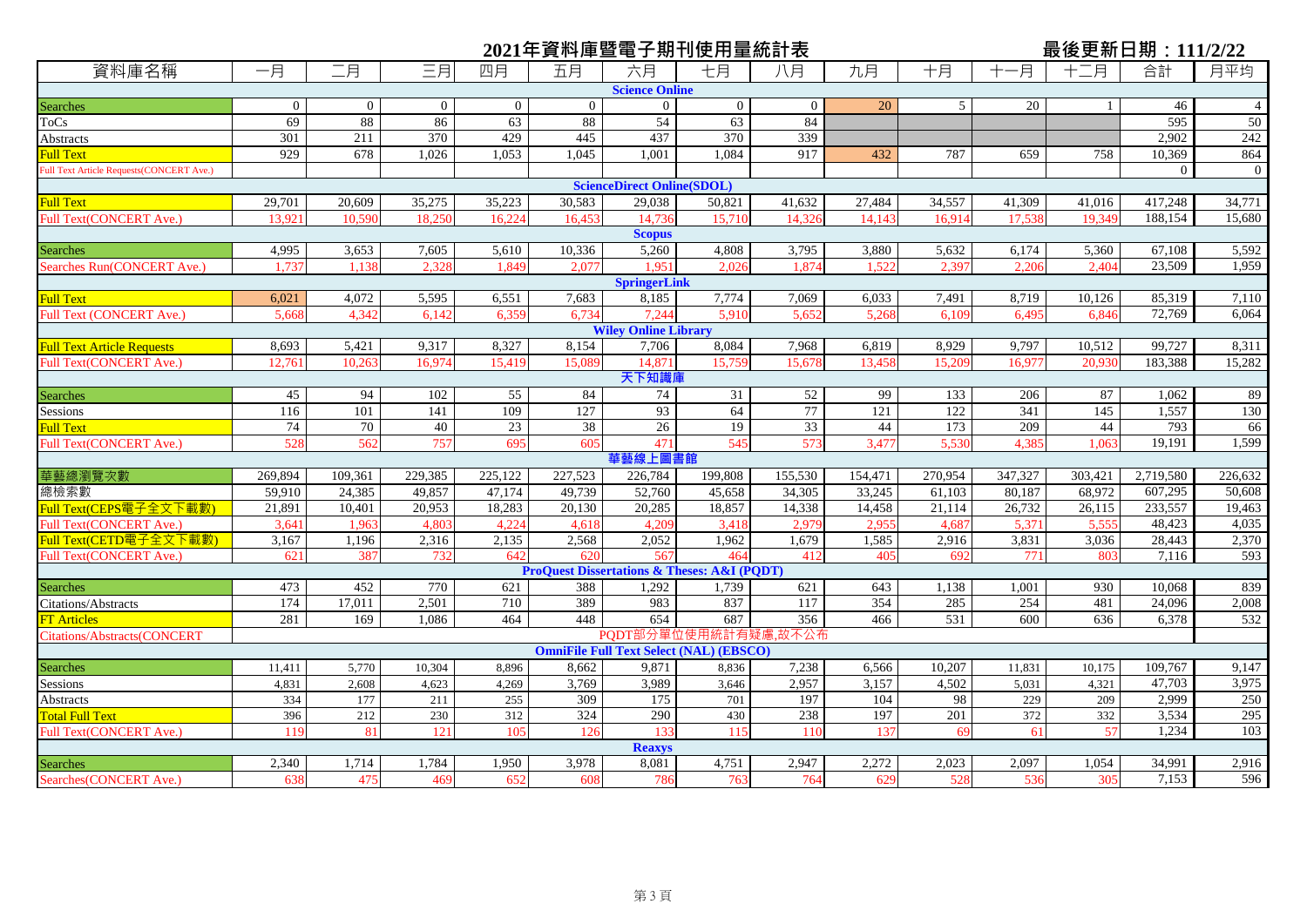# 2021年資料庫暨電子期刊使用量統計表

最後更新日期：111/2/22

| 資料庫名稱 | 一月 | 二月 | 三月 | 四月 | 五月 | 六月 | 七月 | 八月 | 九月 | 十月 | 十一月 | 十二月 | 合計 | 月平均 |
|---|---|---|---|---|---|---|---|---|---|---|---|---|---|---|
| **Science Online** | | | | | | | | | | | | | | |
| Searches | 0 | 0 | 0 | 0 | 0 | 0 | 0 | 0 | 20 | 5 | 20 | 1 | 46 | 4 |
| ToCs | 69 | 88 | 86 | 63 | 88 | 54 | 63 | 84 | | | | | 595 | 50 |
| Abstracts | 301 | 211 | 370 | 429 | 445 | 437 | 370 | 339 | | | | | 2,902 | 242 |
| Full Text | 929 | 678 | 1,026 | 1,053 | 1,045 | 1,001 | 1,084 | 917 | 432 | 787 | 659 | 758 | 10,369 | 864 |
| Full Text Article Requests(CONCERT Ave.) | | | | | | | | | | | | | 0 | 0 |
| **ScienceDirect Online(SDOL)** | | | | | | | | | | | | | | |
| Full Text | 29,701 | 20,609 | 35,275 | 35,223 | 30,583 | 29,038 | 50,821 | 41,632 | 27,484 | 34,557 | 41,309 | 41,016 | 417,248 | 34,771 |
| Full Text(CONCERT Ave.) | 13,921 | 10,590 | 18,250 | 16,224 | 16,453 | 14,736 | 15,710 | 14,326 | 14,143 | 16,914 | 17,538 | 19,349 | 188,154 | 15,680 |
| **Scopus** | | | | | | | | | | | | | | |
| Searches | 4,995 | 3,653 | 7,605 | 5,610 | 10,336 | 5,260 | 4,808 | 3,795 | 3,880 | 5,632 | 6,174 | 5,360 | 67,108 | 5,592 |
| Searches Run(CONCERT Ave.) | 1,737 | 1,138 | 2,328 | 1,849 | 2,077 | 1,951 | 2,026 | 1,874 | 1,522 | 2,397 | 2,206 | 2,404 | 23,509 | 1,959 |
| **SpringerLink** | | | | | | | | | | | | | | |
| Full Text | 6,021 | 4,072 | 5,595 | 6,551 | 7,683 | 8,185 | 7,774 | 7,069 | 6,033 | 7,491 | 8,719 | 10,126 | 85,319 | 7,110 |
| Full Text (CONCERT Ave.) | 5,668 | 4,342 | 6,142 | 6,359 | 6,734 | 7,244 | 5,910 | 5,652 | 5,268 | 6,109 | 6,495 | 6,846 | 72,769 | 6,064 |
| **Wiley Online Library** | | | | | | | | | | | | | | |
| Full Text Article Requests | 8,693 | 5,421 | 9,317 | 8,327 | 8,154 | 7,706 | 8,084 | 7,968 | 6,819 | 8,929 | 9,797 | 10,512 | 99,727 | 8,311 |
| Full Text(CONCERT Ave.) | 12,761 | 10,263 | 16,974 | 15,419 | 15,089 | 14,871 | 15,759 | 15,678 | 13,458 | 15,209 | 16,977 | 20,930 | 183,388 | 15,282 |
| **天下知識庫** | | | | | | | | | | | | | | |
| Searches | 45 | 94 | 102 | 55 | 84 | 74 | 31 | 52 | 99 | 133 | 206 | 87 | 1,062 | 89 |
| Sessions | 116 | 101 | 141 | 109 | 127 | 93 | 64 | 77 | 121 | 122 | 341 | 145 | 1,557 | 130 |
| Full Text | 74 | 70 | 40 | 23 | 38 | 26 | 19 | 33 | 44 | 173 | 209 | 44 | 793 | 66 |
| Full Text(CONCERT Ave.) | 528 | 562 | 757 | 695 | 605 | 471 | 545 | 573 | 3,477 | 5,530 | 4,385 | 1,063 | 19,191 | 1,599 |
| **華藝線上圖書館** | | | | | | | | | | | | | | |
| 華藝總瀏覽次數 | 269,894 | 109,361 | 229,385 | 225,122 | 227,523 | 226,784 | 199,808 | 155,530 | 154,471 | 270,954 | 347,327 | 303,421 | 2,719,580 | 226,632 |
| 總檢索數 | 59,910 | 24,385 | 49,857 | 47,174 | 49,739 | 52,760 | 45,658 | 34,305 | 33,245 | 61,103 | 80,187 | 68,972 | 607,295 | 50,608 |
| Full Text(CEPS電子全文下載數) | 21,891 | 10,401 | 20,953 | 18,283 | 20,130 | 20,285 | 18,857 | 14,338 | 14,458 | 21,114 | 26,732 | 26,115 | 233,557 | 19,463 |
| Full Text(CONCERT Ave.) | 3,641 | 1,963 | 4,803 | 4,224 | 4,618 | 4,209 | 3,418 | 2,979 | 2,955 | 4,687 | 5,371 | 5,555 | 48,423 | 4,035 |
| Full Text(CETD電子全文下載數) | 3,167 | 1,196 | 2,316 | 2,135 | 2,568 | 2,052 | 1,962 | 1,679 | 1,585 | 2,916 | 3,831 | 3,036 | 28,443 | 2,370 |
| Full Text(CONCERT Ave.) | 621 | 387 | 732 | 642 | 620 | 567 | 464 | 412 | 405 | 692 | 771 | 803 | 7,116 | 593 |
| **ProQuest Dissertations & Theses: A&I (PQDT)** | | | | | | | | | | | | | | |
| Searches | 473 | 452 | 770 | 621 | 388 | 1,292 | 1,739 | 621 | 643 | 1,138 | 1,001 | 930 | 10,068 | 839 |
| Citations/Abstracts | 174 | 17,011 | 2,501 | 710 | 389 | 983 | 837 | 117 | 354 | 285 | 254 | 481 | 24,096 | 2,008 |
| FT Articles | 281 | 169 | 1,086 | 464 | 448 | 654 | 687 | 356 | 466 | 531 | 600 | 636 | 6,378 | 532 |
| Citations/Abstracts(CONCERT | PQDT部分單位使用統計有疑慮,故不公布 | | | | | | | | | | | | | |
| **OmniFile Full Text Select (NAL) (EBSCO)** | | | | | | | | | | | | | | |
| Searches | 11,411 | 5,770 | 10,304 | 8,896 | 8,662 | 9,871 | 8,836 | 7,238 | 6,566 | 10,207 | 11,831 | 10,175 | 109,767 | 9,147 |
| Sessions | 4,831 | 2,608 | 4,623 | 4,269 | 3,769 | 3,989 | 3,646 | 2,957 | 3,157 | 4,502 | 5,031 | 4,321 | 47,703 | 3,975 |
| Abstracts | 334 | 177 | 211 | 255 | 309 | 175 | 701 | 197 | 104 | 98 | 229 | 209 | 2,999 | 250 |
| Total Full Text | 396 | 212 | 230 | 312 | 324 | 290 | 430 | 238 | 197 | 201 | 372 | 332 | 3,534 | 295 |
| Full Text(CONCERT Ave.) | 119 | 81 | 121 | 105 | 126 | 133 | 115 | 110 | 137 | 69 | 61 | 57 | 1,234 | 103 |
| **Reaxys** | | | | | | | | | | | | | | |
| Searches | 2,340 | 1,714 | 1,784 | 1,950 | 3,978 | 8,081 | 4,751 | 2,947 | 2,272 | 2,023 | 2,097 | 1,054 | 34,991 | 2,916 |
| Searches(CONCERT Ave.) | 638 | 475 | 469 | 652 | 608 | 786 | 763 | 764 | 629 | 528 | 536 | 305 | 7,153 | 596 |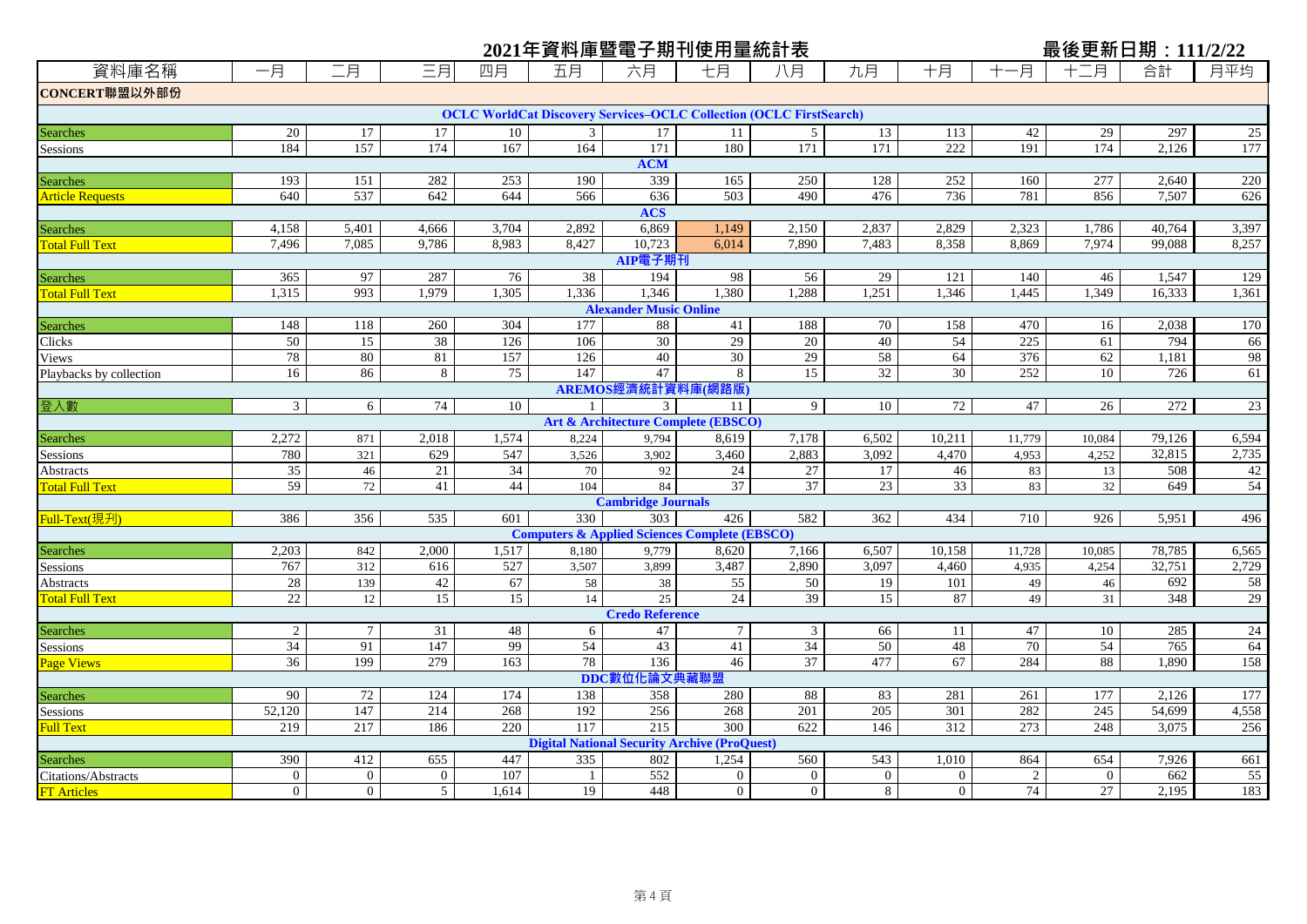# 2021年資料庫暨電子期刊使用量統計表

最後更新日期：111/2/22

| 資料庫名稱 | 一月 | 二月 | 三月 | 四月 | 五月 | 六月 | 七月 | 八月 | 九月 | 十月 | 十一月 | 十二月 | 合計 | 月平均 |
|---|---|---|---|---|---|---|---|---|---|---|---|---|---|---|
| **CONCERT聯盟以外部份** | | | | | | | | | | | | | | |
| **OCLC WorldCat Discovery Services–OCLC Collection (OCLC FirstSearch)** | | | | | | | | | | | | | | |
| Searches | 20 | 17 | 17 | 10 | 3 | 17 | 11 | 5 | 13 | 113 | 42 | 29 | 297 | 25 |
| Sessions | 184 | 157 | 174 | 167 | 164 | 171 | 180 | 171 | 171 | 222 | 191 | 174 | 2,126 | 177 |
| **ACM** | | | | | | | | | | | | | | |
| Searches | 193 | 151 | 282 | 253 | 190 | 339 | 165 | 250 | 128 | 252 | 160 | 277 | 2,640 | 220 |
| Article Requests | 640 | 537 | 642 | 644 | 566 | 636 | 503 | 490 | 476 | 736 | 781 | 856 | 7,507 | 626 |
| **ACS** | | | | | | | | | | | | | | |
| Searches | 4,158 | 5,401 | 4,666 | 3,704 | 2,892 | 6,869 | 1,149 | 2,150 | 2,837 | 2,829 | 2,323 | 1,786 | 40,764 | 3,397 |
| Total Full Text | 7,496 | 7,085 | 9,786 | 8,983 | 8,427 | 10,723 | 6,014 | 7,890 | 7,483 | 8,358 | 8,869 | 7,974 | 99,088 | 8,257 |
| **AIP電子期刊** | | | | | | | | | | | | | | |
| Searches | 365 | 97 | 287 | 76 | 38 | 194 | 98 | 56 | 29 | 121 | 140 | 46 | 1,547 | 129 |
| Total Full Text | 1,315 | 993 | 1,979 | 1,305 | 1,336 | 1,346 | 1,380 | 1,288 | 1,251 | 1,346 | 1,445 | 1,349 | 16,333 | 1,361 |
| **Alexander Music Online** | | | | | | | | | | | | | | |
| Searches | 148 | 118 | 260 | 304 | 177 | 88 | 41 | 188 | 70 | 158 | 470 | 16 | 2,038 | 170 |
| Clicks | 50 | 15 | 38 | 126 | 106 | 30 | 29 | 20 | 40 | 54 | 225 | 61 | 794 | 66 |
| Views | 78 | 80 | 81 | 157 | 126 | 40 | 30 | 29 | 58 | 64 | 376 | 62 | 1,181 | 98 |
| Playbacks by collection | 16 | 86 | 8 | 75 | 147 | 47 | 8 | 15 | 32 | 30 | 252 | 10 | 726 | 61 |
| **AREMOS經濟統計資料庫(網路版)** | | | | | | | | | | | | | | |
| 登入數 | 3 | 6 | 74 | 10 | 1 | 3 | 11 | 9 | 10 | 72 | 47 | 26 | 272 | 23 |
| **Art & Architecture Complete (EBSCO)** | | | | | | | | | | | | | | |
| Searches | 2,272 | 871 | 2,018 | 1,574 | 8,224 | 9,794 | 8,619 | 7,178 | 6,502 | 10,211 | 11,779 | 10,084 | 79,126 | 6,594 |
| Sessions | 780 | 321 | 629 | 547 | 3,526 | 3,902 | 3,460 | 2,883 | 3,092 | 4,470 | 4,953 | 4,252 | 32,815 | 2,735 |
| Abstracts | 35 | 46 | 21 | 34 | 70 | 92 | 24 | 27 | 17 | 46 | 83 | 13 | 508 | 42 |
| Total Full Text | 59 | 72 | 41 | 44 | 104 | 84 | 37 | 37 | 23 | 33 | 83 | 32 | 649 | 54 |
| **Cambridge Journals** | | | | | | | | | | | | | | |
| Full-Text(現刊) | 386 | 356 | 535 | 601 | 330 | 303 | 426 | 582 | 362 | 434 | 710 | 926 | 5,951 | 496 |
| **Computers & Applied Sciences Complete (EBSCO)** | | | | | | | | | | | | | | |
| Searches | 2,203 | 842 | 2,000 | 1,517 | 8,180 | 9,779 | 8,620 | 7,166 | 6,507 | 10,158 | 11,728 | 10,085 | 78,785 | 6,565 |
| Sessions | 767 | 312 | 616 | 527 | 3,507 | 3,899 | 3,487 | 2,890 | 3,097 | 4,460 | 4,935 | 4,254 | 32,751 | 2,729 |
| Abstracts | 28 | 139 | 42 | 67 | 58 | 38 | 55 | 50 | 19 | 101 | 49 | 46 | 692 | 58 |
| Total Full Text | 22 | 12 | 15 | 15 | 14 | 25 | 24 | 39 | 15 | 87 | 49 | 31 | 348 | 29 |
| **Credo Reference** | | | | | | | | | | | | | | |
| Searches | 2 | 7 | 31 | 48 | 6 | 47 | 7 | 3 | 66 | 11 | 47 | 10 | 285 | 24 |
| Sessions | 34 | 91 | 147 | 99 | 54 | 43 | 41 | 34 | 50 | 48 | 70 | 54 | 765 | 64 |
| Page Views | 36 | 199 | 279 | 163 | 78 | 136 | 46 | 37 | 477 | 67 | 284 | 88 | 1,890 | 158 |
| **DDC數位化論文典藏聯盟** | | | | | | | | | | | | | | |
| Searches | 90 | 72 | 124 | 174 | 138 | 358 | 280 | 88 | 83 | 281 | 261 | 177 | 2,126 | 177 |
| Sessions | 52,120 | 147 | 214 | 268 | 192 | 256 | 268 | 201 | 205 | 301 | 282 | 245 | 54,699 | 4,558 |
| Full Text | 219 | 217 | 186 | 220 | 117 | 215 | 300 | 622 | 146 | 312 | 273 | 248 | 3,075 | 256 |
| **Digital National Security Archive (ProQuest)** | | | | | | | | | | | | | | |
| Searches | 390 | 412 | 655 | 447 | 335 | 802 | 1,254 | 560 | 543 | 1,010 | 864 | 654 | 7,926 | 661 |
| Citations/Abstracts | 0 | 0 | 0 | 107 | 1 | 552 | 0 | 0 | 0 | 0 | 2 | 0 | 662 | 55 |
| FT Articles | 0 | 0 | 5 | 1,614 | 19 | 448 | 0 | 0 | 8 | 0 | 74 | 27 | 2,195 | 183 |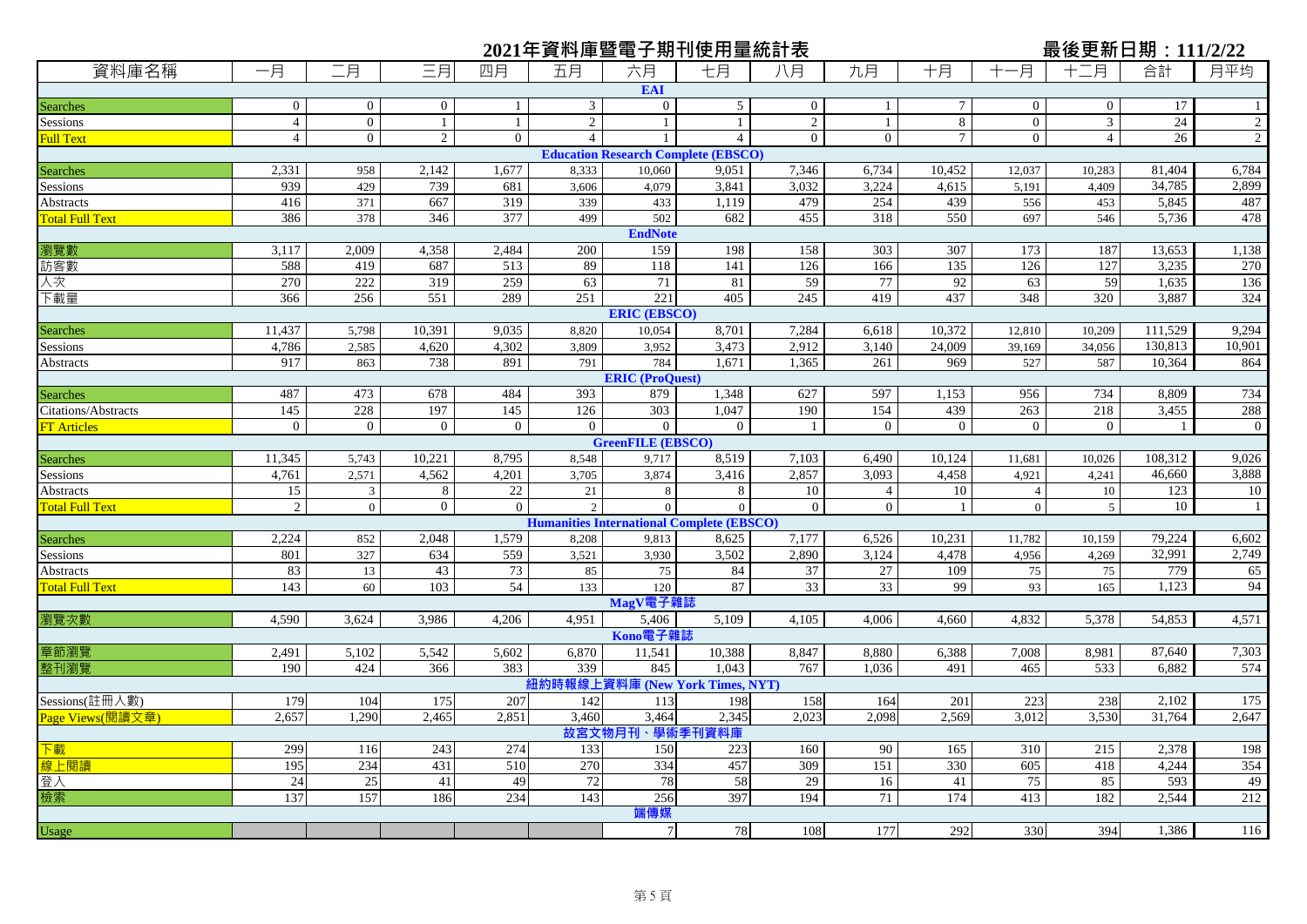# 2021年資料庫暨電子期刊使用量統計表

最後更新日期：111/2/22

| 資料庫名稱 | 一月 | 二月 | 三月 | 四月 | 五月 | 六月 | 七月 | 八月 | 九月 | 十月 | 十一月 | 十二月 | 合計 | 月平均 |
|---|---|---|---|---|---|---|---|---|---|---|---|---|---|---|
| **EAI** | | | | | | | | | | | | | | |
| Searches | 0 | 0 | 0 | 1 | 3 | 0 | 5 | 0 | 1 | 7 | 0 | 0 | 17 | 1 |
| Sessions | 4 | 0 | 1 | 1 | 2 | 1 | 1 | 2 | 1 | 8 | 0 | 3 | 24 | 2 |
| Full Text | 4 | 0 | 2 | 0 | 4 | 1 | 4 | 0 | 0 | 7 | 0 | 4 | 26 | 2 |
| **Education Research Complete (EBSCO)** | | | | | | | | | | | | | | |
| Searches | 2,331 | 958 | 2,142 | 1,677 | 8,333 | 10,060 | 9,051 | 7,346 | 6,734 | 10,452 | 12,037 | 10,283 | 81,404 | 6,784 |
| Sessions | 939 | 429 | 739 | 681 | 3,606 | 4,079 | 3,841 | 3,032 | 3,224 | 4,615 | 5,191 | 4,409 | 34,785 | 2,899 |
| Abstracts | 416 | 371 | 667 | 319 | 339 | 433 | 1,119 | 479 | 254 | 439 | 556 | 453 | 5,845 | 487 |
| Total Full Text | 386 | 378 | 346 | 377 | 499 | 502 | 682 | 455 | 318 | 550 | 697 | 546 | 5,736 | 478 |
| **EndNote** | | | | | | | | | | | | | | |
| 瀏覽數 | 3,117 | 2,009 | 4,358 | 2,484 | 200 | 159 | 198 | 158 | 303 | 307 | 173 | 187 | 13,653 | 1,138 |
| 訪客數 | 588 | 419 | 687 | 513 | 89 | 118 | 141 | 126 | 166 | 135 | 126 | 127 | 3,235 | 270 |
| 人次 | 270 | 222 | 319 | 259 | 63 | 71 | 81 | 59 | 77 | 92 | 63 | 59 | 1,635 | 136 |
| 下載量 | 366 | 256 | 551 | 289 | 251 | 221 | 405 | 245 | 419 | 437 | 348 | 320 | 3,887 | 324 |
| **ERIC (EBSCO)** | | | | | | | | | | | | | | |
| Searches | 11,437 | 5,798 | 10,391 | 9,035 | 8,820 | 10,054 | 8,701 | 7,284 | 6,618 | 10,372 | 12,810 | 10,209 | 111,529 | 9,294 |
| Sessions | 4,786 | 2,585 | 4,620 | 4,302 | 3,809 | 3,952 | 3,473 | 2,912 | 3,140 | 24,009 | 39,169 | 34,056 | 130,813 | 10,901 |
| Abstracts | 917 | 863 | 738 | 891 | 791 | 784 | 1,671 | 1,365 | 261 | 969 | 527 | 587 | 10,364 | 864 |
| **ERIC (ProQuest)** | | | | | | | | | | | | | | |
| Searches | 487 | 473 | 678 | 484 | 393 | 879 | 1,348 | 627 | 597 | 1,153 | 956 | 734 | 8,809 | 734 |
| Citations/Abstracts | 145 | 228 | 197 | 145 | 126 | 303 | 1,047 | 190 | 154 | 439 | 263 | 218 | 3,455 | 288 |
| FT Articles | 0 | 0 | 0 | 0 | 0 | 0 | 0 | 1 | 0 | 0 | 0 | 0 | 1 | 0 |
| **GreenFILE (EBSCO)** | | | | | | | | | | | | | | |
| Searches | 11,345 | 5,743 | 10,221 | 8,795 | 8,548 | 9,717 | 8,519 | 7,103 | 6,490 | 10,124 | 11,681 | 10,026 | 108,312 | 9,026 |
| Sessions | 4,761 | 2,571 | 4,562 | 4,201 | 3,705 | 3,874 | 3,416 | 2,857 | 3,093 | 4,458 | 4,921 | 4,241 | 46,660 | 3,888 |
| Abstracts | 15 | 3 | 8 | 22 | 21 | 8 | 8 | 10 | 4 | 10 | 4 | 10 | 123 | 10 |
| Total Full Text | 2 | 0 | 0 | 0 | 2 | 0 | 0 | 0 | 0 | 1 | 0 | 5 | 10 | 1 |
| **Humanities International Complete (EBSCO)** | | | | | | | | | | | | | | |
| Searches | 2,224 | 852 | 2,048 | 1,579 | 8,208 | 9,813 | 8,625 | 7,177 | 6,526 | 10,231 | 11,782 | 10,159 | 79,224 | 6,602 |
| Sessions | 801 | 327 | 634 | 559 | 3,521 | 3,930 | 3,502 | 2,890 | 3,124 | 4,478 | 4,956 | 4,269 | 32,991 | 2,749 |
| Abstracts | 83 | 13 | 43 | 73 | 85 | 75 | 84 | 37 | 27 | 109 | 75 | 75 | 779 | 65 |
| Total Full Text | 143 | 60 | 103 | 54 | 133 | 120 | 87 | 33 | 33 | 99 | 93 | 165 | 1,123 | 94 |
| **MagV電子雜誌** | | | | | | | | | | | | | | |
| 瀏覽次數 | 4,590 | 3,624 | 3,986 | 4,206 | 4,951 | 5,406 | 5,109 | 4,105 | 4,006 | 4,660 | 4,832 | 5,378 | 54,853 | 4,571 |
| **Kono電子雜誌** | | | | | | | | | | | | | | |
| 章節瀏覽 | 2,491 | 5,102 | 5,542 | 5,602 | 6,870 | 11,541 | 10,388 | 8,847 | 8,880 | 6,388 | 7,008 | 8,981 | 87,640 | 7,303 |
| 整刊瀏覽 | 190 | 424 | 366 | 383 | 339 | 845 | 1,043 | 767 | 1,036 | 491 | 465 | 533 | 6,882 | 574 |
| **紐約時報線上資料庫 (New York Times, NYT)** | | | | | | | | | | | | | | |
| Sessions(註冊人數) | 179 | 104 | 175 | 207 | 142 | 113 | 198 | 158 | 164 | 201 | 223 | 238 | 2,102 | 175 |
| Page Views(閱讀文章) | 2,657 | 1,290 | 2,465 | 2,851 | 3,460 | 3,464 | 2,345 | 2,023 | 2,098 | 2,569 | 3,012 | 3,530 | 31,764 | 2,647 |
| **故宮文物月刊、學術季刊資料庫** | | | | | | | | | | | | | | |
| 下載 | 299 | 116 | 243 | 274 | 133 | 150 | 223 | 160 | 90 | 165 | 310 | 215 | 2,378 | 198 |
| 線上閱讀 | 195 | 234 | 431 | 510 | 270 | 334 | 457 | 309 | 151 | 330 | 605 | 418 | 4,244 | 354 |
| 登入 | 24 | 25 | 41 | 49 | 72 | 78 | 58 | 29 | 16 | 41 | 75 | 85 | 593 | 49 |
| 檢索 | 137 | 157 | 186 | 234 | 143 | 256 | 397 | 194 | 71 | 174 | 413 | 182 | 2,544 | 212 |
| **端傳媒** | | | | | | | | | | | | | | |
| Usage | | | | | | 7 | 78 | 108 | 177 | 292 | 330 | 394 | 1,386 | 116 |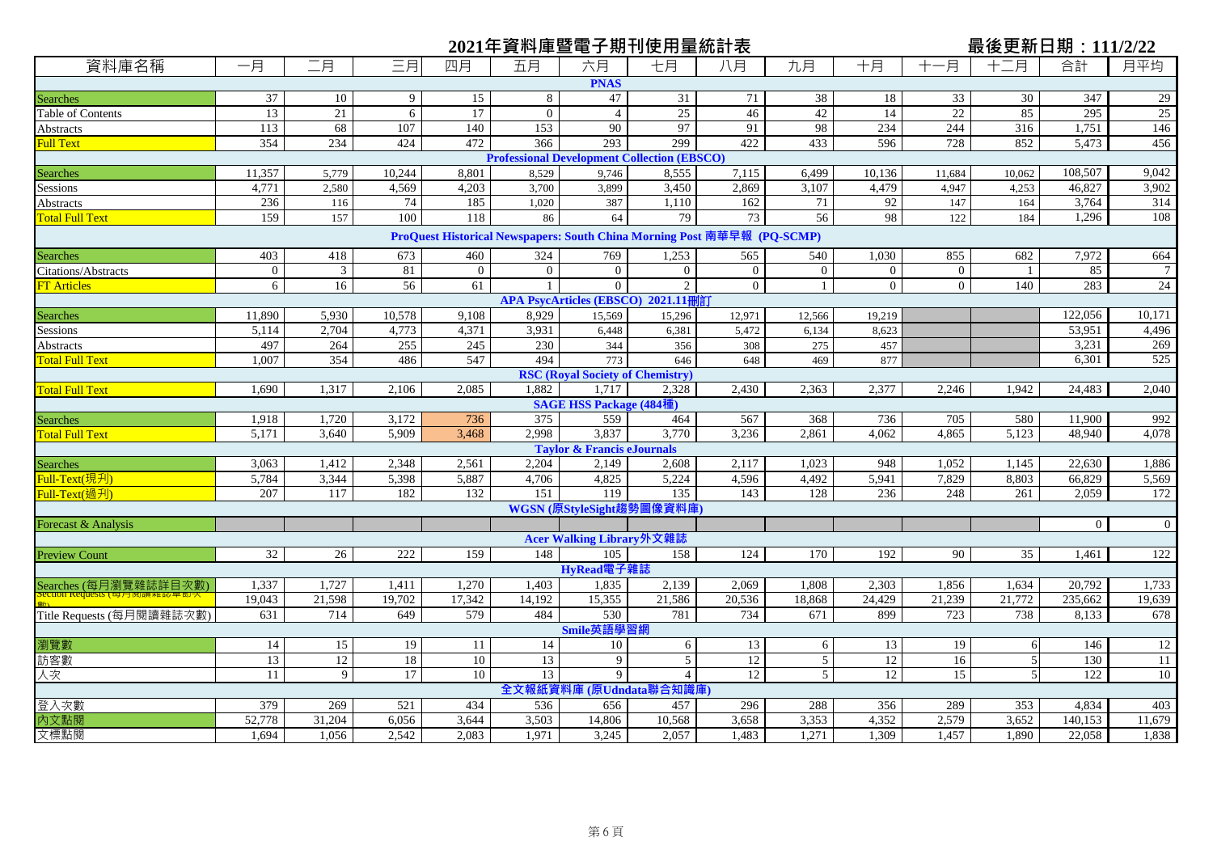# 2021年資料庫暨電子期刊使用量統計表

最後更新日期：111/2/22

| 資料庫名稱 | 一月 | 二月 | 三月 | 四月 | 五月 | 六月 | 七月 | 八月 | 九月 | 十月 | 十一月 | 十二月 | 合計 | 月平均 |
|---|---|---|---|---|---|---|---|---|---|---|---|---|---|---|
| **PNAS** | | | | | | | | | | | | | | |
| Searches | 37 | 10 | 9 | 15 | 8 | 47 | 31 | 71 | 38 | 18 | 33 | 30 | 347 | 29 |
| Table of Contents | 13 | 21 | 6 | 17 | 0 | 4 | 25 | 46 | 42 | 14 | 22 | 85 | 295 | 25 |
| Abstracts | 113 | 68 | 107 | 140 | 153 | 90 | 97 | 91 | 98 | 234 | 244 | 316 | 1,751 | 146 |
| Full Text | 354 | 234 | 424 | 472 | 366 | 293 | 299 | 422 | 433 | 596 | 728 | 852 | 5,473 | 456 |
| **Professional Development Collection (EBSCO)** | | | | | | | | | | | | | | |
| Searches | 11,357 | 5,779 | 10,244 | 8,801 | 8,529 | 9,746 | 8,555 | 7,115 | 6,499 | 10,136 | 11,684 | 10,062 | 108,507 | 9,042 |
| Sessions | 4,771 | 2,580 | 4,569 | 4,203 | 3,700 | 3,899 | 3,450 | 2,869 | 3,107 | 4,479 | 4,947 | 4,253 | 46,827 | 3,902 |
| Abstracts | 236 | 116 | 74 | 185 | 1,020 | 387 | 1,110 | 162 | 71 | 92 | 147 | 164 | 3,764 | 314 |
| Total Full Text | 159 | 157 | 100 | 118 | 86 | 64 | 79 | 73 | 56 | 98 | 122 | 184 | 1,296 | 108 |
| **ProQuest Historical Newspapers: South China Morning Post 南華早報 (PQ-SCMP)** | | | | | | | | | | | | | | |
| Searches | 403 | 418 | 673 | 460 | 324 | 769 | 1,253 | 565 | 540 | 1,030 | 855 | 682 | 7,972 | 664 |
| Citations/Abstracts | 0 | 3 | 81 | 0 | 0 | 0 | 0 | 0 | 0 | 0 | 0 | 1 | 85 | 7 |
| FT Articles | 6 | 16 | 56 | 61 | 1 | 0 | 2 | 0 | 1 | 0 | 0 | 140 | 283 | 24 |
| **APA PsycArticles (EBSCO) 2021.11刪訂** | | | | | | | | | | | | | | |
| Searches | 11,890 | 5,930 | 10,578 | 9,108 | 8,929 | 15,569 | 15,296 | 12,971 | 12,566 | 19,219 | | | 122,056 | 10,171 |
| Sessions | 5,114 | 2,704 | 4,773 | 4,371 | 3,931 | 6,448 | 6,381 | 5,472 | 6,134 | 8,623 | | | 53,951 | 4,496 |
| Abstracts | 497 | 264 | 255 | 245 | 230 | 344 | 356 | 308 | 275 | 457 | | | 3,231 | 269 |
| Total Full Text | 1,007 | 354 | 486 | 547 | 494 | 773 | 646 | 648 | 469 | 877 | | | 6,301 | 525 |
| **RSC (Royal Society of Chemistry)** | | | | | | | | | | | | | | |
| Total Full Text | 1,690 | 1,317 | 2,106 | 2,085 | 1,882 | 1,717 | 2,328 | 2,430 | 2,363 | 2,377 | 2,246 | 1,942 | 24,483 | 2,040 |
| **SAGE HSS Package (484種)** | | | | | | | | | | | | | | |
| Searches | 1,918 | 1,720 | 3,172 | 736 | 375 | 559 | 464 | 567 | 368 | 736 | 705 | 580 | 11,900 | 992 |
| Total Full Text | 5,171 | 3,640 | 5,909 | 3,468 | 2,998 | 3,837 | 3,770 | 3,236 | 2,861 | 4,062 | 4,865 | 5,123 | 48,940 | 4,078 |
| **Taylor & Francis eJournals** | | | | | | | | | | | | | | |
| Searches | 3,063 | 1,412 | 2,348 | 2,561 | 2,204 | 2,149 | 2,608 | 2,117 | 1,023 | 948 | 1,052 | 1,145 | 22,630 | 1,886 |
| Full-Text(現刊) | 5,784 | 3,344 | 5,398 | 5,887 | 4,706 | 4,825 | 5,224 | 4,596 | 4,492 | 5,941 | 7,829 | 8,803 | 66,829 | 5,569 |
| Full-Text(過刊) | 207 | 117 | 182 | 132 | 151 | 119 | 135 | 143 | 128 | 236 | 248 | 261 | 2,059 | 172 |
| **WGSN (原StyleSight趨勢圖像資料庫)** | | | | | | | | | | | | | | |
| Forecast & Analysis | | | | | | | | | | | | | 0 | 0 |
| **Acer Walking Library外文雜誌** | | | | | | | | | | | | | | |
| Preview Count | 32 | 26 | 222 | 159 | 148 | 105 | 158 | 124 | 170 | 192 | 90 | 35 | 1,461 | 122 |
| **HyRead電子雜誌** | | | | | | | | | | | | | | |
| Searches (每月瀏覽雜誌詳目次數) | 1,337 | 1,727 | 1,411 | 1,270 | 1,403 | 1,835 | 2,139 | 2,069 | 1,808 | 2,303 | 1,856 | 1,634 | 20,792 | 1,733 |
| Section Requests (每月閱讀雜誌章節次數) | 19,043 | 21,598 | 19,702 | 17,342 | 14,192 | 15,355 | 21,586 | 20,536 | 18,868 | 24,429 | 21,239 | 21,772 | 235,662 | 19,639 |
| Title Requests (每月閱讀雜誌次數) | 631 | 714 | 649 | 579 | 484 | 530 | 781 | 734 | 671 | 899 | 723 | 738 | 8,133 | 678 |
| **Smile英語學習網** | | | | | | | | | | | | | | |
| 瀏覽數 | 14 | 15 | 19 | 11 | 14 | 10 | 6 | 13 | 6 | 13 | 19 | 6 | 146 | 12 |
| 訪客數 | 13 | 12 | 18 | 10 | 13 | 9 | 5 | 12 | 5 | 12 | 16 | 5 | 130 | 11 |
| 人次 | 11 | 9 | 17 | 10 | 13 | 9 | 4 | 12 | 5 | 12 | 15 | 5 | 122 | 10 |
| **全文報紙資料庫 (原Udndata聯合知識庫)** | | | | | | | | | | | | | | |
| 登入次數 | 379 | 269 | 521 | 434 | 536 | 656 | 457 | 296 | 288 | 356 | 289 | 353 | 4,834 | 403 |
| 內文點閱 | 52,778 | 31,204 | 6,056 | 3,644 | 3,503 | 14,806 | 10,568 | 3,658 | 3,353 | 4,352 | 2,579 | 3,652 | 140,153 | 11,679 |
| 文標點閱 | 1,694 | 1,056 | 2,542 | 2,083 | 1,971 | 3,245 | 2,057 | 1,483 | 1,271 | 1,309 | 1,457 | 1,890 | 22,058 | 1,838 |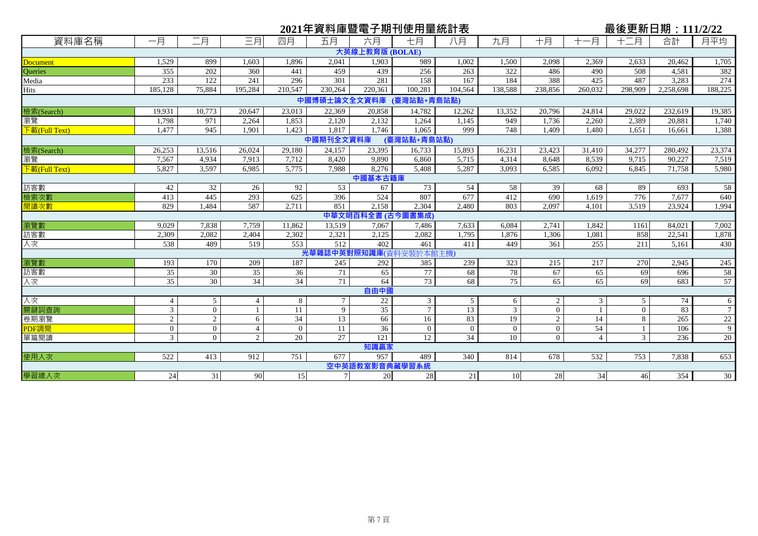## 2021年資料庫暨電子期刊使用量統計表

最後更新日期：111/2/22

| 資料庫名稱 | 一月 | 二月 | 三月 | 四月 | 五月 | 六月 | 七月 | 八月 | 九月 | 十月 | 十一月 | 十二月 | 合計 | 月平均 |
|---|---|---|---|---|---|---|---|---|---|---|---|---|---|---|
| **大英線上教育版 (BOLAE)** | | | | | | | | | | | | | | |
| Document | 1,529 | 899 | 1,603 | 1,896 | 2,041 | 1,903 | 989 | 1,002 | 1,500 | 2,098 | 2,369 | 2,633 | 20,462 | 1,705 |
| Queries | 355 | 202 | 360 | 441 | 459 | 439 | 256 | 263 | 322 | 486 | 490 | 508 | 4,581 | 382 |
| Media | 233 | 122 | 241 | 296 | 301 | 281 | 158 | 167 | 184 | 388 | 425 | 487 | 3,283 | 274 |
| Hits | 185,128 | 75,884 | 195,284 | 210,547 | 230,264 | 220,361 | 100,281 | 104,564 | 138,588 | 238,856 | 260,032 | 298,909 | 2,258,698 | 188,225 |
| **中國博碩士論文全文資料庫 (臺灣站點+青島站點)** | | | | | | | | | | | | | | |
| 檢索(Search) | 19,931 | 10,773 | 20,647 | 23,013 | 22,369 | 20,858 | 14,782 | 12,262 | 13,352 | 20,796 | 24,814 | 29,022 | 232,619 | 19,385 |
| 瀏覽 | 1,798 | 971 | 2,264 | 1,853 | 2,120 | 2,132 | 1,264 | 1,145 | 949 | 1,736 | 2,260 | 2,389 | 20,881 | 1,740 |
| 下載(Full Text) | 1,477 | 945 | 1,901 | 1,423 | 1,817 | 1,746 | 1,065 | 999 | 748 | 1,409 | 1,480 | 1,651 | 16,661 | 1,388 |
| **中國期刊全文資料庫 (臺灣站點+青島站點)** | | | | | | | | | | | | | | |
| 檢索(Search) | 26,253 | 13,516 | 26,024 | 29,180 | 24,157 | 23,395 | 16,733 | 15,893 | 16,231 | 23,423 | 31,410 | 34,277 | 280,492 | 23,374 |
| 瀏覽 | 7,567 | 4,934 | 7,913 | 7,712 | 8,420 | 9,890 | 6,860 | 5,715 | 4,314 | 8,648 | 8,539 | 9,715 | 90,227 | 7,519 |
| 下載(Full Text) | 5,827 | 3,597 | 6,985 | 5,775 | 7,988 | 8,276 | 5,408 | 5,287 | 3,093 | 6,585 | 6,092 | 6,845 | 71,758 | 5,980 |
| **中國基本古籍庫** | | | | | | | | | | | | | | |
| 訪客數 | 42 | 32 | 26 | 92 | 53 | 67 | 73 | 54 | 58 | 39 | 68 | 89 | 693 | 58 |
| 檢索次數 | 413 | 445 | 293 | 625 | 396 | 524 | 807 | 677 | 412 | 690 | 1,619 | 776 | 7,677 | 640 |
| 閱讀次數 | 829 | 1,484 | 587 | 2,711 | 851 | 2,158 | 2,304 | 2,480 | 803 | 2,097 | 4,101 | 3,519 | 23,924 | 1,994 |
| **中華文明百科全書 (古今圖書集成)** | | | | | | | | | | | | | | |
| 瀏覽數 | 9,029 | 7,838 | 7,759 | 11,862 | 13,519 | 7,067 | 7,486 | 7,633 | 6,084 | 2,741 | 1,842 | 1161 | 84,021 | 7,002 |
| 訪客數 | 2,309 | 2,082 | 2,404 | 2,302 | 2,321 | 2,125 | 2,082 | 1,795 | 1,876 | 1,306 | 1,081 | 858 | 22,541 | 1,878 |
| 人次 | 538 | 489 | 519 | 553 | 512 | 402 | 461 | 411 | 449 | 361 | 255 | 211 | 5,161 | 430 |
| **光華雜誌中英對照知識庫**(資料安裝於本館主機) | | | | | | | | | | | | | | |
| 瀏覽數 | 193 | 170 | 209 | 187 | 245 | 292 | 385 | 239 | 323 | 215 | 217 | 270 | 2,945 | 245 |
| 訪客數 | 35 | 30 | 35 | 36 | 71 | 65 | 77 | 68 | 78 | 67 | 65 | 69 | 696 | 58 |
| 人次 | 35 | 30 | 34 | 34 | 71 | 64 | 73 | 68 | 75 | 65 | 65 | 69 | 683 | 57 |
| **自由中國** | | | | | | | | | | | | | | |
| 人次 | 4 | 5 | 4 | 8 | 7 | 22 | 3 | 5 | 6 | 2 | 3 | 5 | 74 | 6 |
| 關鍵詞查詢 | 3 | 0 | 1 | 11 | 9 | 35 | 7 | 13 | 3 | 0 | 1 | 0 | 83 | 7 |
| 卷期瀏覽 | 2 | 2 | 6 | 34 | 13 | 66 | 16 | 83 | 19 | 2 | 14 | 8 | 265 | 22 |
| PDF調閱 | 0 | 0 | 4 | 0 | 11 | 36 | 0 | 0 | 0 | 0 | 54 | 1 | 106 | 9 |
| 單篇閱讀 | 3 | 0 | 2 | 20 | 27 | 121 | 12 | 34 | 10 | 0 | 4 | 3 | 236 | 20 |
| **知識贏家** | | | | | | | | | | | | | | |
| 使用人次 | 522 | 413 | 912 | 751 | 677 | 957 | 489 | 340 | 814 | 678 | 532 | 753 | 7,838 | 653 |
| **空中英語教室影音典藏學習系統** | | | | | | | | | | | | | | |
| 學習總人次 | 24 | 31 | 90 | 15 | 7 | 20 | 28 | 21 | 10 | 28 | 34 | 46 | 354 | 30 |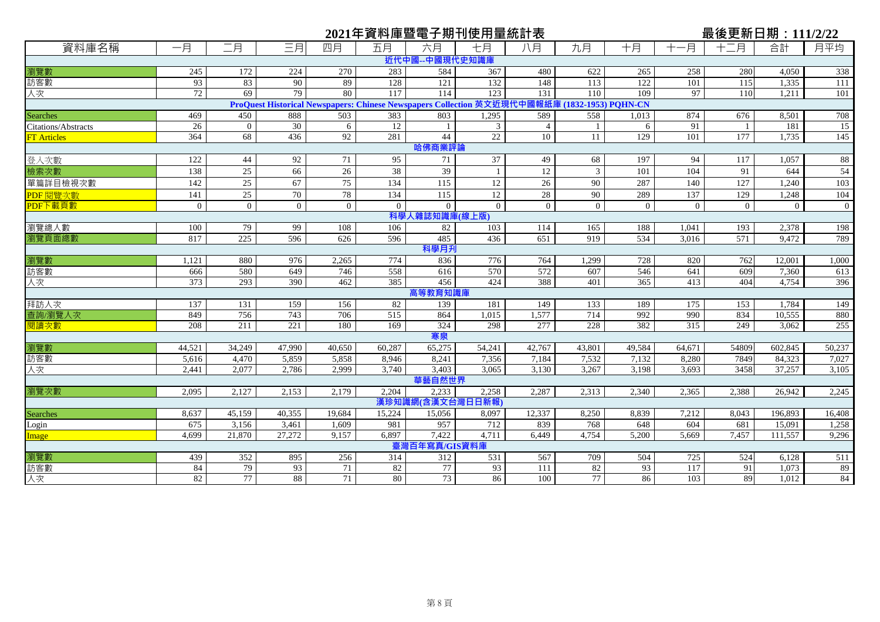# 2021年資料庫暨電子期刊使用量統計表

最後更新日期：111/2/22

| 資料庫名稱 | 一月 | 二月 | 三月 | 四月 | 五月 | 六月 | 七月 | 八月 | 九月 | 十月 | 十一月 | 十二月 | 合計 | 月平均 |
|---|---|---|---|---|---|---|---|---|---|---|---|---|---|---|
| **近代中國--中國現代史知識庫** | | | | | | | | | | | | | | |
| 瀏覽數 | 245 | 172 | 224 | 270 | 283 | 584 | 367 | 480 | 622 | 265 | 258 | 280 | 4,050 | 338 |
| 訪客數 | 93 | 83 | 90 | 89 | 128 | 121 | 132 | 148 | 113 | 122 | 101 | 115 | 1,335 | 111 |
| 人次 | 72 | 69 | 79 | 80 | 117 | 114 | 123 | 131 | 110 | 109 | 97 | 110 | 1,211 | 101 |
| **ProQuest Historical Newspapers: Chinese Newspapers Collection 英文近現代中國報紙庫 (1832-1953) PQHN-CN** | | | | | | | | | | | | | | |
| Searches | 469 | 450 | 888 | 503 | 383 | 803 | 1,295 | 589 | 558 | 1,013 | 874 | 676 | 8,501 | 708 |
| Citations/Abstracts | 26 | 0 | 30 | 6 | 12 | 1 | 3 | 4 | 1 | 6 | 91 | 1 | 181 | 15 |
| FT Articles | 364 | 68 | 436 | 92 | 281 | 44 | 22 | 10 | 11 | 129 | 101 | 177 | 1,735 | 145 |
| **哈佛商業評論** | | | | | | | | | | | | | | |
| 登入次數 | 122 | 44 | 92 | 71 | 95 | 71 | 37 | 49 | 68 | 197 | 94 | 117 | 1,057 | 88 |
| 檢索次數 | 138 | 25 | 66 | 26 | 38 | 39 | 1 | 12 | 3 | 101 | 104 | 91 | 644 | 54 |
| 單篇詳目檢視次數 | 142 | 25 | 67 | 75 | 134 | 115 | 12 | 26 | 90 | 287 | 140 | 127 | 1,240 | 103 |
| PDF 閱覽次數 | 141 | 25 | 70 | 78 | 134 | 115 | 12 | 28 | 90 | 289 | 137 | 129 | 1,248 | 104 |
| PDF下載頁數 | 0 | 0 | 0 | 0 | 0 | 0 | 0 | 0 | 0 | 0 | 0 | 0 | 0 | 0 |
| **科學人雜誌知識庫(線上版)** | | | | | | | | | | | | | | |
| 瀏覽總人數 | 100 | 79 | 99 | 108 | 106 | 82 | 103 | 114 | 165 | 188 | 1,041 | 193 | 2,378 | 198 |
| 瀏覽頁面總數 | 817 | 225 | 596 | 626 | 596 | 485 | 436 | 651 | 919 | 534 | 3,016 | 571 | 9,472 | 789 |
| **科學月刊** | | | | | | | | | | | | | | |
| 瀏覽數 | 1,121 | 880 | 976 | 2,265 | 774 | 836 | 776 | 764 | 1,299 | 728 | 820 | 762 | 12,001 | 1,000 |
| 訪客數 | 666 | 580 | 649 | 746 | 558 | 616 | 570 | 572 | 607 | 546 | 641 | 609 | 7,360 | 613 |
| 人次 | 373 | 293 | 390 | 462 | 385 | 456 | 424 | 388 | 401 | 365 | 413 | 404 | 4,754 | 396 |
| **高等教育知識庫** | | | | | | | | | | | | | | |
| 拜訪人次 | 137 | 131 | 159 | 156 | 82 | 139 | 181 | 149 | 133 | 189 | 175 | 153 | 1,784 | 149 |
| 查詢/瀏覽人次 | 849 | 756 | 743 | 706 | 515 | 864 | 1,015 | 1,577 | 714 | 992 | 990 | 834 | 10,555 | 880 |
| 閱讀次數 | 208 | 211 | 221 | 180 | 169 | 324 | 298 | 277 | 228 | 382 | 315 | 249 | 3,062 | 255 |
| **寒泉** | | | | | | | | | | | | | | |
| 瀏覽數 | 44,521 | 34,249 | 47,990 | 40,650 | 60,287 | 65,275 | 54,241 | 42,767 | 43,801 | 49,584 | 64,671 | 54809 | 602,845 | 50,237 |
| 訪客數 | 5,616 | 4,470 | 5,859 | 5,858 | 8,946 | 8,241 | 7,356 | 7,184 | 7,532 | 7,132 | 8,280 | 7849 | 84,323 | 7,027 |
| 人次 | 2,441 | 2,077 | 2,786 | 2,999 | 3,740 | 3,403 | 3,065 | 3,130 | 3,267 | 3,198 | 3,693 | 3458 | 37,257 | 3,105 |
| **華藝自然世界** | | | | | | | | | | | | | | |
| 瀏覽次數 | 2,095 | 2,127 | 2,153 | 2,179 | 2,204 | 2,233 | 2,258 | 2,287 | 2,313 | 2,340 | 2,365 | 2,388 | 26,942 | 2,245 |
| **漢珍知識網(含漢文台灣日日新報)** | | | | | | | | | | | | | | |
| Searches | 8,637 | 45,159 | 40,355 | 19,684 | 15,224 | 15,056 | 8,097 | 12,337 | 8,250 | 8,839 | 7,212 | 8,043 | 196,893 | 16,408 |
| Login | 675 | 3,156 | 3,461 | 1,609 | 981 | 957 | 712 | 839 | 768 | 648 | 604 | 681 | 15,091 | 1,258 |
| Image | 4,699 | 21,870 | 27,272 | 9,157 | 6,897 | 7,422 | 4,711 | 6,449 | 4,754 | 5,200 | 5,669 | 7,457 | 111,557 | 9,296 |
| **臺灣百年寫真/GIS資料庫** | | | | | | | | | | | | | | |
| 瀏覽數 | 439 | 352 | 895 | 256 | 314 | 312 | 531 | 567 | 709 | 504 | 725 | 524 | 6,128 | 511 |
| 訪客數 | 84 | 79 | 93 | 71 | 82 | 77 | 93 | 111 | 82 | 93 | 117 | 91 | 1,073 | 89 |
| 人次 | 82 | 77 | 88 | 71 | 80 | 73 | 86 | 100 | 77 | 86 | 103 | 89 | 1,012 | 84 |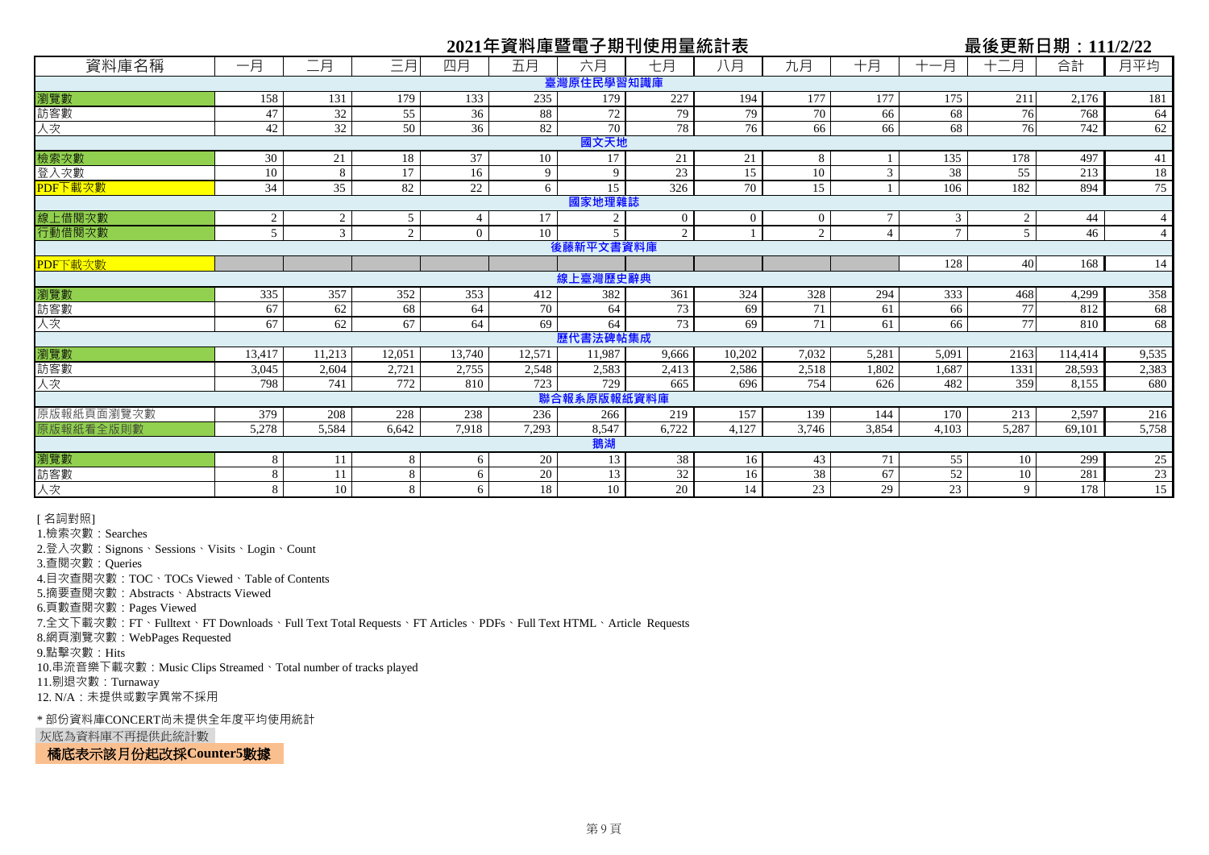# 2021年資料庫暨電子期刊使用量統計表

最後更新日期：111/2/22

| 資料庫名稱 | 一月 | 二月 | 三月 | 四月 | 五月 | 六月 | 七月 | 八月 | 九月 | 十月 | 十一月 | 十二月 | 合計 | 月平均 |
|---|---|---|---|---|---|---|---|---|---|---|---|---|---|---|
| **臺灣原住民學習知識庫** | | | | | | | | | | | | | | |
| 瀏覽數 | 158 | 131 | 179 | 133 | 235 | 179 | 227 | 194 | 177 | 177 | 175 | 211 | 2,176 | 181 |
| 訪客數 | 47 | 32 | 55 | 36 | 88 | 72 | 79 | 79 | 70 | 66 | 68 | 76 | 768 | 64 |
| 人次 | 42 | 32 | 50 | 36 | 82 | 70 | 78 | 76 | 66 | 66 | 68 | 76 | 742 | 62 |
| **國文天地** | | | | | | | | | | | | | | |
| 檢索次數 | 30 | 21 | 18 | 37 | 10 | 17 | 21 | 21 | 8 | 1 | 135 | 178 | 497 | 41 |
| 登入次數 | 10 | 8 | 17 | 16 | 9 | 9 | 23 | 15 | 10 | 3 | 38 | 55 | 213 | 18 |
| PDF下載次數 | 34 | 35 | 82 | 22 | 6 | 15 | 326 | 70 | 15 | 1 | 106 | 182 | 894 | 75 |
| **國家地理雜誌** | | | | | | | | | | | | | | |
| 線上借閱次數 | 2 | 2 | 5 | 4 | 17 | 2 | 0 | 0 | 0 | 7 | 3 | 2 | 44 | 4 |
| 行動借閱次數 | 5 | 3 | 2 | 0 | 10 | 5 | 2 | 1 | 2 | 4 | 7 | 5 | 46 | 4 |
| **後藤新平文書資料庫** | | | | | | | | | | | | | | |
| PDF下載次數 | | | | | | | | | | | 128 | 40 | 168 | 14 |
| **線上臺灣歷史辭典** | | | | | | | | | | | | | | |
| 瀏覽數 | 335 | 357 | 352 | 353 | 412 | 382 | 361 | 324 | 328 | 294 | 333 | 468 | 4,299 | 358 |
| 訪客數 | 67 | 62 | 68 | 64 | 70 | 64 | 73 | 69 | 71 | 61 | 66 | 77 | 812 | 68 |
| 人次 | 67 | 62 | 67 | 64 | 69 | 64 | 73 | 69 | 71 | 61 | 66 | 77 | 810 | 68 |
| **歷代書法碑帖集成** | | | | | | | | | | | | | | |
| 瀏覽數 | 13,417 | 11,213 | 12,051 | 13,740 | 12,571 | 11,987 | 9,666 | 10,202 | 7,032 | 5,281 | 5,091 | 2163 | 114,414 | 9,535 |
| 訪客數 | 3,045 | 2,604 | 2,721 | 2,755 | 2,548 | 2,583 | 2,413 | 2,586 | 2,518 | 1,802 | 1,687 | 1331 | 28,593 | 2,383 |
| 人次 | 798 | 741 | 772 | 810 | 723 | 729 | 665 | 696 | 754 | 626 | 482 | 359 | 8,155 | 680 |
| **聯合報系原版報紙資料庫** | | | | | | | | | | | | | | |
| 原版報紙頁面瀏覽次數 | 379 | 208 | 228 | 238 | 236 | 266 | 219 | 157 | 139 | 144 | 170 | 213 | 2,597 | 216 |
| 原版報紙看全版則數 | 5,278 | 5,584 | 6,642 | 7,918 | 7,293 | 8,547 | 6,722 | 4,127 | 3,746 | 3,854 | 4,103 | 5,287 | 69,101 | 5,758 |
| **鵝湖** | | | | | | | | | | | | | | |
| 瀏覽數 | 8 | 11 | 8 | 6 | 20 | 13 | 38 | 16 | 43 | 71 | 55 | 10 | 299 | 25 |
| 訪客數 | 8 | 11 | 8 | 6 | 20 | 13 | 32 | 16 | 38 | 67 | 52 | 10 | 281 | 23 |
| 人次 | 8 | 10 | 8 | 6 | 18 | 10 | 20 | 14 | 23 | 29 | 23 | 9 | 178 | 15 |

[名詞對照]

1.檢索次數：Searches

2.登入次數：Signons、Sessions、Visits、Login、Count

3.查閱次數：Queries

4.目次查閱次數：TOC、TOCs Viewed、Table of Contents

5.摘要查閱次數：Abstracts、Abstracts Viewed

6.頁數查閱次數：Pages Viewed

7.全文下載次數：FT、Fulltext、FT Downloads、Full Text Total Requests、FT Articles、PDFs、Full Text HTML、Article Requests

8.網頁瀏覽次數：WebPages Requested

9.點擊次數：Hits

10.串流音樂下載次數：Music Clips Streamed、Total number of tracks played

11.剔退次數：Turnaway

12. N/A：未提供或數字異常不採用

* 部份資料庫CONCERT尚未提供全年度平均使用統計

灰底為資料庫不再提供此統計數

**橘底表示該月份起改採Counter5數據**